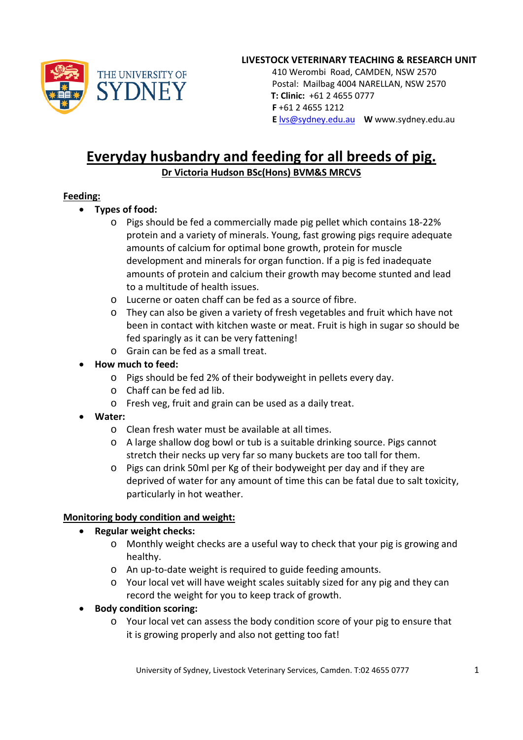**LIVESTOCK VETERINARY TEACHING & RESEARCH UNIT**
410 Werombi Road, CAMDEN, NSW 2570
Postal: Mailbag 4004 NARELLAN, NSW 2570
**T: Clinic:** +61 2 4655 0777
**F** +61 2 4655 1212
**E** lvs@sydney.edu.au **W** www.sydney.edu.au

# Everyday husbandry and feeding for all breeds of pig.

**Dr Victoria Hudson BSc(Hons) BVM&S MRCVS**

## Feeding:

- **Types of food:**
  - Pigs should be fed a commercially made pig pellet which contains 18-22% protein and a variety of minerals. Young, fast growing pigs require adequate amounts of calcium for optimal bone growth, protein for muscle development and minerals for organ function. If a pig is fed inadequate amounts of protein and calcium their growth may become stunted and lead to a multitude of health issues.
  - Lucerne or oaten chaff can be fed as a source of fibre.
  - They can also be given a variety of fresh vegetables and fruit which have not been in contact with kitchen waste or meat. Fruit is high in sugar so should be fed sparingly as it can be very fattening!
  - Grain can be fed as a small treat.
- **How much to feed:**
  - Pigs should be fed 2% of their bodyweight in pellets every day.
  - Chaff can be fed ad lib.
  - Fresh veg, fruit and grain can be used as a daily treat.
- **Water:**
  - Clean fresh water must be available at all times.
  - A large shallow dog bowl or tub is a suitable drinking source. Pigs cannot stretch their necks up very far so many buckets are too tall for them.
  - Pigs can drink 50ml per Kg of their bodyweight per day and if they are deprived of water for any amount of time this can be fatal due to salt toxicity, particularly in hot weather.

## Monitoring body condition and weight:

- **Regular weight checks:**
  - Monthly weight checks are a useful way to check that your pig is growing and healthy.
  - An up-to-date weight is required to guide feeding amounts.
  - Your local vet will have weight scales suitably sized for any pig and they can record the weight for you to keep track of growth.
- **Body condition scoring:**
  - Your local vet can assess the body condition score of your pig to ensure that it is growing properly and also not getting too fat!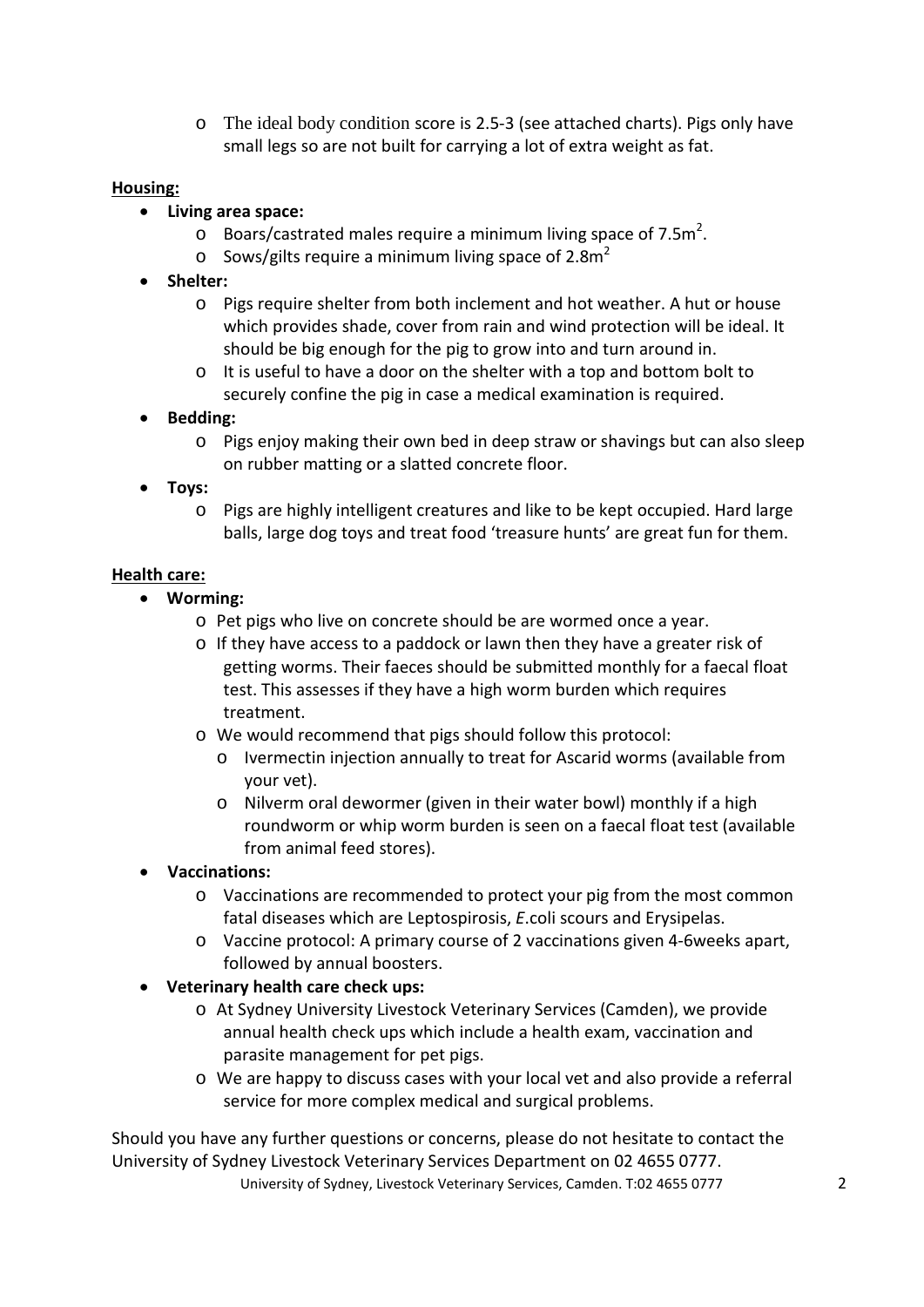- The ideal body condition score is 2.5-3 (see attached charts). Pigs only have small legs so are not built for carrying a lot of extra weight as fat.

**Housing:**

- **Living area space:**
  - Boars/castrated males require a minimum living space of $7.5m^2$.
  - Sows/gilts require a minimum living space of $2.8m^2$
- **Shelter:**
  - Pigs require shelter from both inclement and hot weather. A hut or house which provides shade, cover from rain and wind protection will be ideal. It should be big enough for the pig to grow into and turn around in.
  - It is useful to have a door on the shelter with a top and bottom bolt to securely confine the pig in case a medical examination is required.
- **Bedding:**
  - Pigs enjoy making their own bed in deep straw or shavings but can also sleep on rubber matting or a slatted concrete floor.
- **Toys:**
  - Pigs are highly intelligent creatures and like to be kept occupied. Hard large balls, large dog toys and treat food 'treasure hunts' are great fun for them.

**Health care:**

- **Worming:**
  - Pet pigs who live on concrete should be are wormed once a year.
  - If they have access to a paddock or lawn then they have a greater risk of getting worms. Their faeces should be submitted monthly for a faecal float test. This assesses if they have a high worm burden which requires treatment.
  - We would recommend that pigs should follow this protocol:
    - Ivermectin injection annually to treat for Ascarid worms (available from your vet).
    - Nilverm oral dewormer (given in their water bowl) monthly if a high roundworm or whip worm burden is seen on a faecal float test (available from animal feed stores).
- **Vaccinations:**
  - Vaccinations are recommended to protect your pig from the most common fatal diseases which are Leptospirosis, *E*.coli scours and Erysipelas.
  - Vaccine protocol: A primary course of 2 vaccinations given 4-6weeks apart, followed by annual boosters.
- **Veterinary health care check ups:**
  - At Sydney University Livestock Veterinary Services (Camden), we provide annual health check ups which include a health exam, vaccination and parasite management for pet pigs.
  - We are happy to discuss cases with your local vet and also provide a referral service for more complex medical and surgical problems.

Should you have any further questions or concerns, please do not hesitate to contact the University of Sydney Livestock Veterinary Services Department on 02 4655 0777.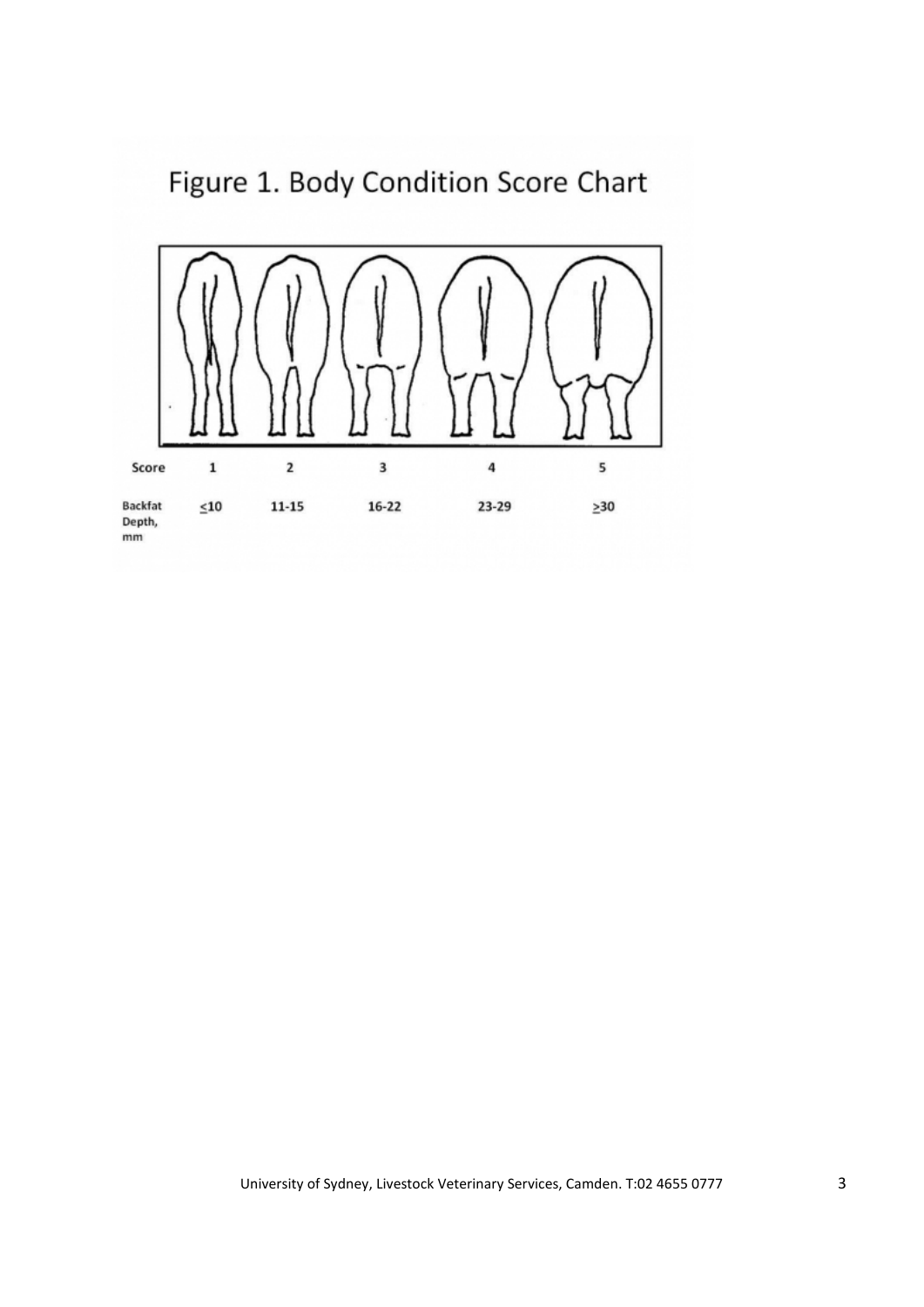# Figure 1. Body Condition Score Chart

| Score | 1 | 2 | 3 | 4 | 5 |
|---|---|---|---|---|---|
| Backfat Depth, mm | ≤10 | 11-15 | 16-22 | 23-29 | ≥30 |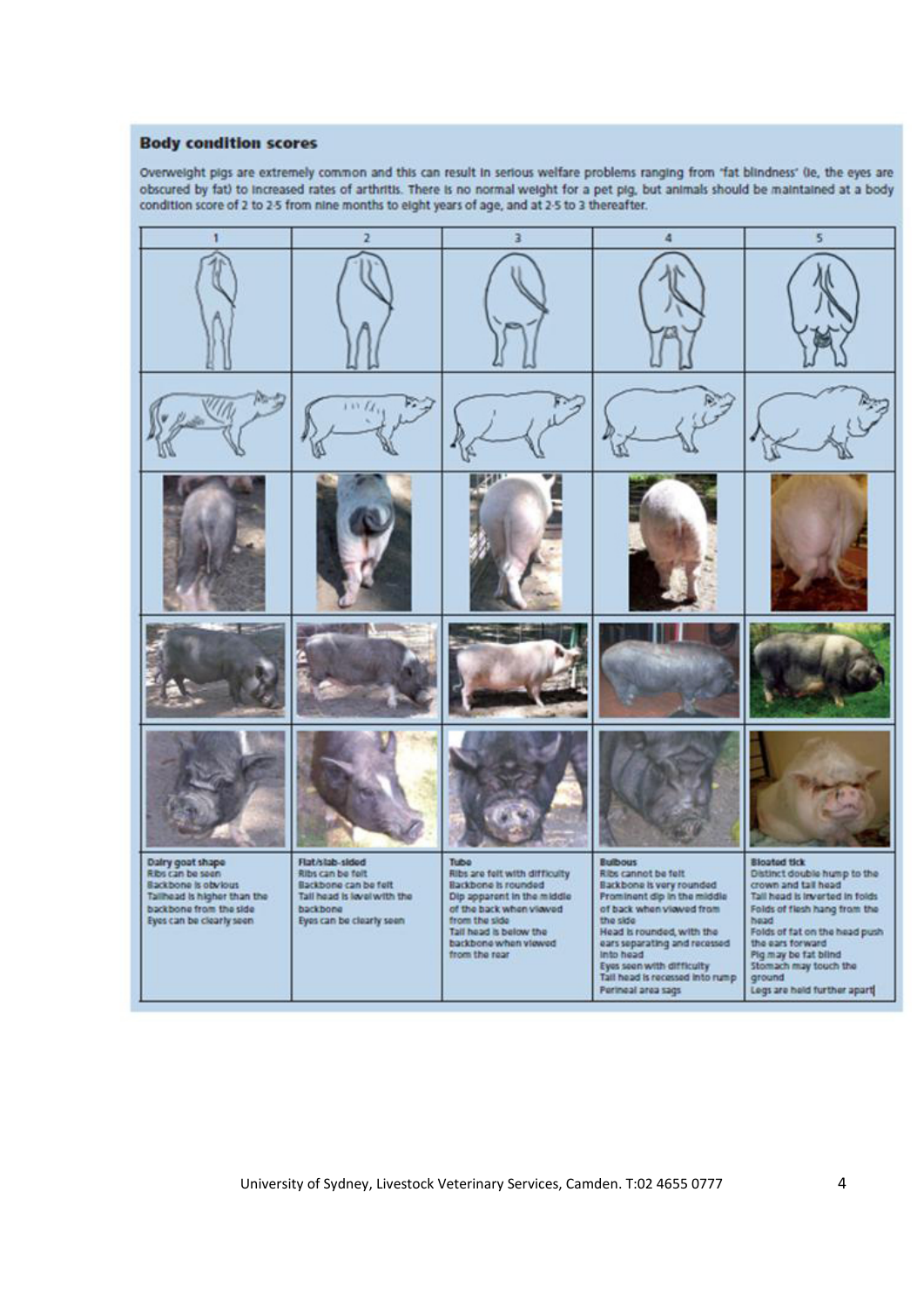## Body condition scores

Overweight pigs are extremely common and this can result in serious welfare problems ranging from 'fat blindness' (ie, the eyes are obscured by fat) to increased rates of arthritis. There is no normal weight for a pet pig, but animals should be maintained at a body condition score of 2 to 2·5 from nine months to eight years of age, and at 2·5 to 3 thereafter.

| 1 | 2 | 3 | 4 | 5 |
|---|---|---|---|---|
| **Dairy goat shape**<br>Ribs can be seen<br>Backbone is obvious<br>Tailhead is higher than the backbone from the side<br>Eyes can be clearly seen | **Flat/slab-sided**<br>Ribs can be felt<br>Backbone can be felt<br>Tail head is level with the backbone<br>Eyes can be clearly seen | **Tube**<br>Ribs are felt with difficulty<br>Backbone is rounded<br>Dip apparent in the middle of the back when viewed from the side<br>Tail head is below the backbone when viewed from the rear | **Bulbous**<br>Ribs cannot be felt<br>Backbone is very rounded<br>Prominent dip in the middle of back when viewed from the side<br>Head is rounded, with the ears separating and recessed into head<br>Eyes seen with difficulty<br>Tail head is recessed into rump<br>Perineal area sags | **Bloated tick**<br>Distinct double hump to the crown and tail head<br>Tail head is inverted in folds<br>Folds of flesh hang from the head<br>Folds of fat on the head push the ears forward<br>Pig may be fat blind<br>Stomach may touch the ground<br>Legs are held further apart |

University of Sydney, Livestock Veterinary Services, Camden. T:02 4655 0777